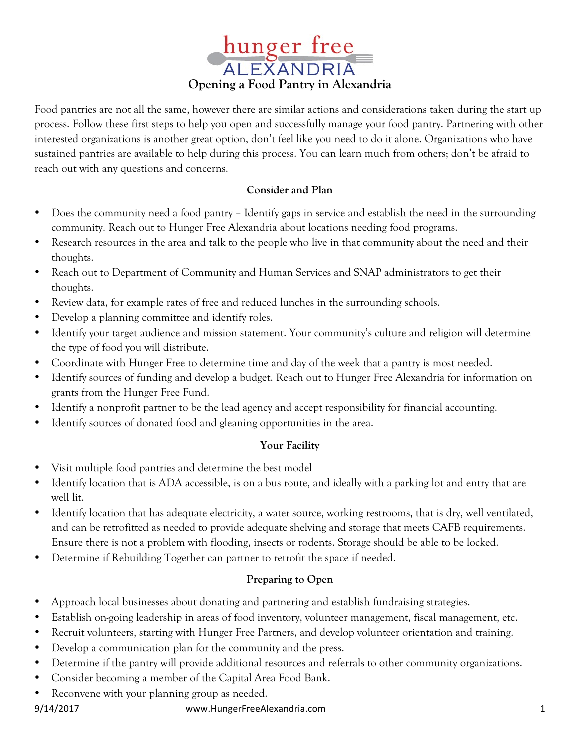# hunger free ALEXANDRIA

## Opening a Food Pantry in Alexandria

Food pantries are not all the same, however there are similar actions and considerations taken during the start up process. Follow these first steps to help you open and successfully manage your food pantry. Partnering with other interested organizations is another great option, don't feel like you need to do it alone. Organizations who have sustained pantries are available to help during this process. You can learn much from others; don't be afraid to reach out with any questions and concerns.

### Consider and Plan

- Does the community need a food pantry – Identify gaps in service and establish the need in the surrounding community. Reach out to Hunger Free Alexandria about locations needing food programs.
- Research resources in the area and talk to the people who live in that community about the need and their thoughts.
- Reach out to Department of Community and Human Services and SNAP administrators to get their thoughts.
- Review data, for example rates of free and reduced lunches in the surrounding schools.
- Develop a planning committee and identify roles.
- Identify your target audience and mission statement. Your community's culture and religion will determine the type of food you will distribute.
- Coordinate with Hunger Free to determine time and day of the week that a pantry is most needed.
- Identify sources of funding and develop a budget. Reach out to Hunger Free Alexandria for information on grants from the Hunger Free Fund.
- Identify a nonprofit partner to be the lead agency and accept responsibility for financial accounting.
- Identify sources of donated food and gleaning opportunities in the area.

### Your Facility

- Visit multiple food pantries and determine the best model
- Identify location that is ADA accessible, is on a bus route, and ideally with a parking lot and entry that are well lit.
- Identify location that has adequate electricity, a water source, working restrooms, that is dry, well ventilated, and can be retrofitted as needed to provide adequate shelving and storage that meets CAFB requirements. Ensure there is not a problem with flooding, insects or rodents. Storage should be able to be locked.
- Determine if Rebuilding Together can partner to retrofit the space if needed.

### Preparing to Open

- Approach local businesses about donating and partnering and establish fundraising strategies.
- Establish on-going leadership in areas of food inventory, volunteer management, fiscal management, etc.
- Recruit volunteers, starting with Hunger Free Partners, and develop volunteer orientation and training.
- Develop a communication plan for the community and the press.
- Determine if the pantry will provide additional resources and referrals to other community organizations.
- Consider becoming a member of the Capital Area Food Bank.
- Reconvene with your planning group as needed.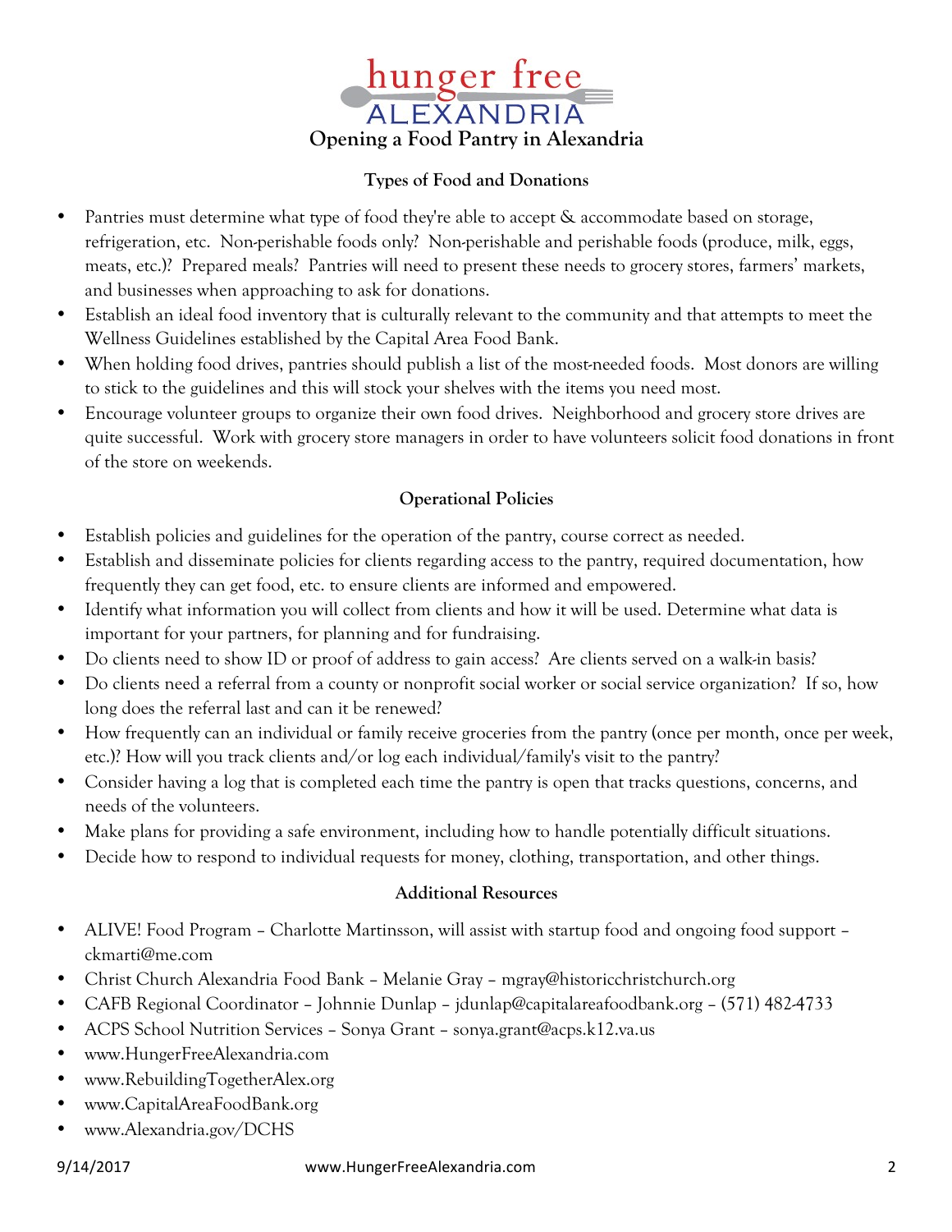# hunger free ALEXANDRIA

## Opening a Food Pantry in Alexandria

### Types of Food and Donations

- Pantries must determine what type of food they're able to accept & accommodate based on storage, refrigeration, etc. Non-perishable foods only? Non-perishable and perishable foods (produce, milk, eggs, meats, etc.)? Prepared meals? Pantries will need to present these needs to grocery stores, farmers' markets, and businesses when approaching to ask for donations.
- Establish an ideal food inventory that is culturally relevant to the community and that attempts to meet the Wellness Guidelines established by the Capital Area Food Bank.
- When holding food drives, pantries should publish a list of the most-needed foods. Most donors are willing to stick to the guidelines and this will stock your shelves with the items you need most.
- Encourage volunteer groups to organize their own food drives. Neighborhood and grocery store drives are quite successful. Work with grocery store managers in order to have volunteers solicit food donations in front of the store on weekends.

### Operational Policies

- Establish policies and guidelines for the operation of the pantry, course correct as needed.
- Establish and disseminate policies for clients regarding access to the pantry, required documentation, how frequently they can get food, etc. to ensure clients are informed and empowered.
- Identify what information you will collect from clients and how it will be used. Determine what data is important for your partners, for planning and for fundraising.
- Do clients need to show ID or proof of address to gain access? Are clients served on a walk-in basis?
- Do clients need a referral from a county or nonprofit social worker or social service organization? If so, how long does the referral last and can it be renewed?
- How frequently can an individual or family receive groceries from the pantry (once per month, once per week, etc.)? How will you track clients and/or log each individual/family's visit to the pantry?
- Consider having a log that is completed each time the pantry is open that tracks questions, concerns, and needs of the volunteers.
- Make plans for providing a safe environment, including how to handle potentially difficult situations.
- Decide how to respond to individual requests for money, clothing, transportation, and other things.

### Additional Resources

- ALIVE! Food Program – Charlotte Martinsson, will assist with startup food and ongoing food support – ckmarti@me.com
- Christ Church Alexandria Food Bank – Melanie Gray – mgray@historicchristchurch.org
- CAFB Regional Coordinator – Johnnie Dunlap – jdunlap@capitalareafoodbank.org – (571) 482-4733
- ACPS School Nutrition Services – Sonya Grant – sonya.grant@acps.k12.va.us
- www.HungerFreeAlexandria.com
- www.RebuildingTogetherAlex.org
- www.CapitalAreaFoodBank.org
- www.Alexandria.gov/DCHS